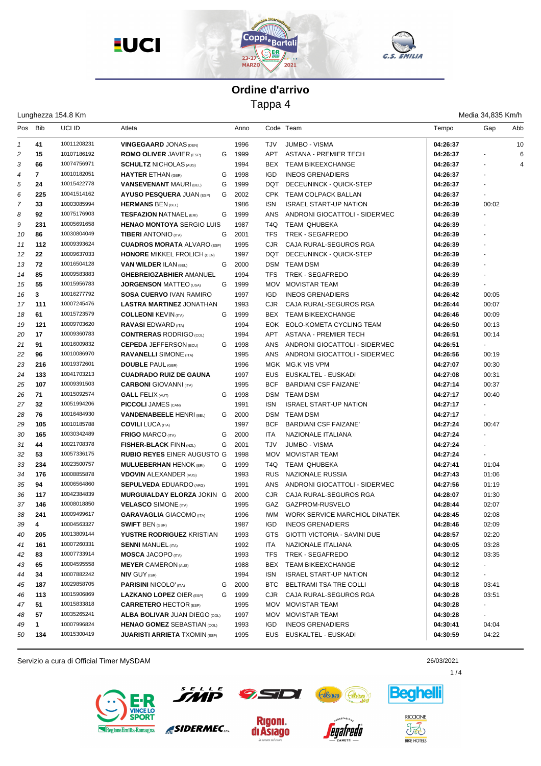# Ordine d'arrivo

## Tappa 4

Lunghezza 154.8 Km | Media 34,835 Km/h

| Pos | Bib | UCI ID | Atleta | | Anno | Code | Team | Tempo | Gap | Abb |
|---|---|---|---|---|---|---|---|---|---|---|
| 1 | 41 | 10011208231 | **VINGEGAARD** JONAS (DEN) | | 1996 | TJV | JUMBO - VISMA | **04:26:37** | | 10 |
| 2 | 15 | 10107186192 | **ROMO OLIVER** JAVIER (ESP) | G | 1999 | APT | ASTANA - PREMIER TECH | **04:26:37** | - | 6 |
| 3 | 66 | 10074756971 | **SCHULTZ** NICHOLAS (AUS) | | 1994 | BEX | TEAM BIKEEXCHANGE | **04:26:37** | - | 4 |
| 4 | 7 | 10010182051 | **HAYTER** ETHAN (GBR) | G | 1998 | IGD | INEOS GRENADIERS | **04:26:37** | - | |
| 5 | 24 | 10015422778 | **VANSEVENANT** MAURI (BEL) | G | 1999 | DQT | DECEUNINCK - QUICK-STEP | **04:26:37** | - | |
| 6 | 225 | 10041514162 | **AYUSO PESQUERA** JUAN (ESP) | G | 2002 | CPK | TEAM COLPACK BALLAN | **04:26:37** | - | |
| 7 | 33 | 10003085994 | **HERMANS** BEN (BEL) | | 1986 | ISN | ISRAEL START-UP NATION | **04:26:39** | 00:02 | |
| 8 | 92 | 10075176903 | **TESFAZION** NATNAEL (ERI) | G | 1999 | ANS | ANDRONI GIOCATTOLI - SIDERMEC | **04:26:39** | - | |
| 9 | 231 | 10005691658 | **HENAO MONTOYA** SERGIO LUIS | | 1987 | T4Q | TEAM QHUBEKA | **04:26:39** | - | |
| 10 | 86 | 10030804049 | **TIBERI** ANTONIO (ITA) | G | 2001 | TFS | TREK - SEGAFREDO | **04:26:39** | - | |
| 11 | 112 | 10009393624 | **CUADROS MORATA** ALVARO (ESP) | | 1995 | CJR | CAJA RURAL-SEGUROS RGA | **04:26:39** | - | |
| 12 | 22 | 10009637033 | **HONORE** MIKKEL FROLICH (DEN) | | 1997 | DQT | DECEUNINCK - QUICK-STEP | **04:26:39** | - | |
| 13 | 72 | 10016504128 | **VAN WILDER** ILAN (BEL) | G | 2000 | DSM | TEAM DSM | **04:26:39** | - | |
| 14 | 85 | 10009583883 | **GHEBREIGZABHIER** AMANUEL | | 1994 | TFS | TREK - SEGAFREDO | **04:26:39** | - | |
| 15 | 55 | 10015956783 | **JORGENSON** MATTEO (USA) | G | 1999 | MOV | MOVISTAR TEAM | **04:26:39** | - | |
| 16 | 3 | 10016277792 | **SOSA CUERVO** IVAN RAMIRO | | 1997 | IGD | INEOS GRENADIERS | **04:26:42** | 00:05 | |
| 17 | 111 | 10007245476 | **LASTRA MARTINEZ** JONATHAN | | 1993 | CJR | CAJA RURAL-SEGUROS RGA | **04:26:44** | 00:07 | |
| 18 | 61 | 10015723579 | **COLLEONI** KEVIN (ITA) | G | 1999 | BEX | TEAM BIKEEXCHANGE | **04:26:46** | 00:09 | |
| 19 | 121 | 10009703620 | **RAVASI** EDWARD (ITA) | | 1994 | EOK | EOLO-KOMETA CYCLING TEAM | **04:26:50** | 00:13 | |
| 20 | 17 | 10009360783 | **CONTRERAS** RODRIGO (COL) | | 1994 | APT | ASTANA - PREMIER TECH | **04:26:51** | 00:14 | |
| 21 | 91 | 10016009832 | **CEPEDA** JEFFERSON (ECU) | G | 1998 | ANS | ANDRONI GIOCATTOLI - SIDERMEC | **04:26:51** | - | |
| 22 | 96 | 10010086970 | **RAVANELLI** SIMONE (ITA) | | 1995 | ANS | ANDRONI GIOCATTOLI - SIDERMEC | **04:26:56** | 00:19 | |
| 23 | 216 | 10019372601 | **DOUBLE** PAUL (GBR) | | 1996 | MGK | MG.K VIS VPM | **04:27:07** | 00:30 | |
| 24 | 133 | 10041703213 | **CUADRADO RUIZ DE GAUNA** | | 1997 | EUS | EUSKALTEL - EUSKADI | **04:27:08** | 00:31 | |
| 25 | 107 | 10009391503 | **CARBONI** GIOVANNI (ITA) | | 1995 | BCF | BARDIANI CSF FAIZANE' | **04:27:14** | 00:37 | |
| 26 | 71 | 10015092574 | **GALL** FELIX (AUT) | G | 1998 | DSM | TEAM DSM | **04:27:17** | 00:40 | |
| 27 | 32 | 10051994206 | **PICCOLI** JAMES (CAN) | | 1991 | ISN | ISRAEL START-UP NATION | **04:27:17** | - | |
| 28 | 76 | 10016484930 | **VANDENABEELE** HENRI (BEL) | G | 2000 | DSM | TEAM DSM | **04:27:17** | - | |
| 29 | 105 | 10010185788 | **COVILI** LUCA (ITA) | | 1997 | BCF | BARDIANI CSF FAIZANE' | **04:27:24** | 00:47 | |
| 30 | 165 | 10030342489 | **FRIGO** MARCO (ITA) | G | 2000 | ITA | NAZIONALE ITALIANA | **04:27:24** | - | |
| 31 | 44 | 10021708378 | **FISHER-BLACK** FINN (NZL) | G | 2001 | TJV | JUMBO - VISMA | **04:27:24** | - | |
| 32 | 53 | 10057336175 | **RUBIO REYES** EINER AUGUSTO | G | 1998 | MOV | MOVISTAR TEAM | **04:27:24** | - | |
| 33 | 234 | 10023500757 | **MULUEBERHAN** HENOK (ERI) | G | 1999 | T4Q | TEAM QHUBEKA | **04:27:41** | 01:04 | |
| 34 | 176 | 10008855878 | **VDOVIN** ALEXANDER (RUS) | | 1993 | RUS | NAZIONALE RUSSIA | **04:27:43** | 01:06 | |
| 35 | 94 | 10006564860 | **SEPULVEDA** EDUARDO (ARG) | | 1991 | ANS | ANDRONI GIOCATTOLI - SIDERMEC | **04:27:56** | 01:19 | |
| 36 | 117 | 10042384839 | **MURGUIALDAY ELORZA** JOKIN | G | 2000 | CJR | CAJA RURAL-SEGUROS RGA | **04:28:07** | 01:30 | |
| 37 | 146 | 10008018850 | **VELASCO** SIMONE (ITA) | | 1995 | GAZ | GAZPROM-RUSVELO | **04:28:44** | 02:07 | |
| 38 | 241 | 10009499617 | **GARAVAGLIA** GIACOMO (ITA) | | 1996 | IWM | WORK SERVICE MARCHIOL DINATEK | **04:28:45** | 02:08 | |
| 39 | 4 | 10004563327 | **SWIFT** BEN (GBR) | | 1987 | IGD | INEOS GRENADIERS | **04:28:46** | 02:09 | |
| 40 | 205 | 10013809144 | **YUSTRE RODRIGUEZ** KRISTIAN | | 1993 | GTS | GIOTTI VICTORIA - SAVINI DUE | **04:28:57** | 02:20 | |
| 41 | 161 | 10007260331 | **SENNI** MANUEL (ITA) | | 1992 | ITA | NAZIONALE ITALIANA | **04:30:05** | 03:28 | |
| 42 | 83 | 10007733914 | **MOSCA** JACOPO (ITA) | | 1993 | TFS | TREK - SEGAFREDO | **04:30:12** | 03:35 | |
| 43 | 65 | 10004595558 | **MEYER** CAMERON (AUS) | | 1988 | BEX | TEAM BIKEEXCHANGE | **04:30:12** | - | |
| 44 | 34 | 10007882242 | **NIV** GUY (ISR) | | 1994 | ISN | ISRAEL START-UP NATION | **04:30:12** | - | |
| 45 | 187 | 10029858705 | **PARISINI** NICOLO' (ITA) | G | 2000 | BTC | BELTRAMI TSA TRE COLLI | **04:30:18** | 03:41 | |
| 46 | 113 | 10015906869 | **LAZKANO LOPEZ** OIER (ESP) | G | 1999 | CJR | CAJA RURAL-SEGUROS RGA | **04:30:28** | 03:51 | |
| 47 | 51 | 10015833818 | **CARRETERO** HECTOR (ESP) | | 1995 | MOV | MOVISTAR TEAM | **04:30:28** | - | |
| 48 | 57 | 10035265241 | **ALBA BOLIVAR** JUAN DIEGO (COL) | | 1997 | MOV | MOVISTAR TEAM | **04:30:28** | - | |
| 49 | 1 | 10007996824 | **HENAO GOMEZ** SEBASTIAN (COL) | | 1993 | IGD | INEOS GRENADIERS | **04:30:41** | 04:04 | |
| 50 | 134 | 10015300419 | **JUARISTI ARRIETA** TXOMIN (ESP) | | 1995 | EUS | EUSKALTEL - EUSKADI | **04:30:59** | 04:22 | |

Servizio a cura di Official Timer MySDAM

26/03/2021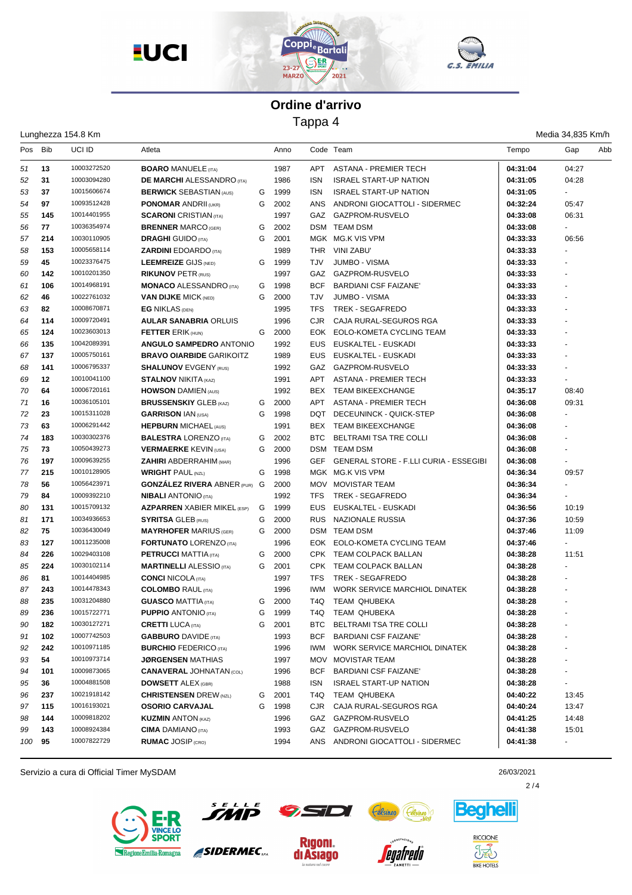# Ordine d'arrivo

## Tappa 4

Lunghezza 154.8 Km

Media 34,835 Km/h

| Pos | Bib | UCI ID | Atleta | | Anno | Code | Team | Tempo | Gap | Abb |
|---|---|---|---|---|---|---|---|---|---|---|
| 51 | 13 | 10003272520 | **BOARO** MANUELE (ITA) | | 1987 | APT | ASTANA - PREMIER TECH | **04:31:04** | 04:27 | |
| 52 | 31 | 10003094280 | **DE MARCHI** ALESSANDRO (ITA) | | 1986 | ISN | ISRAEL START-UP NATION | **04:31:05** | 04:28 | |
| 53 | 37 | 10015606674 | **BERWICK** SEBASTIAN (AUS) | G | 1999 | ISN | ISRAEL START-UP NATION | **04:31:05** | - | |
| 54 | 97 | 10093512428 | **PONOMAR** ANDRII (UKR) | G | 2002 | ANS | ANDRONI GIOCATTOLI - SIDERMEC | **04:32:24** | 05:47 | |
| 55 | 145 | 10014401955 | **SCARONI** CRISTIAN (ITA) | | 1997 | GAZ | GAZPROM-RUSVELO | **04:33:08** | 06:31 | |
| 56 | 77 | 10036354974 | **BRENNER** MARCO (GER) | G | 2002 | DSM | TEAM DSM | **04:33:08** | - | |
| 57 | 214 | 10030110905 | **DRAGHI** GUIDO (ITA) | G | 2001 | MGK | MG.K VIS VPM | **04:33:33** | 06:56 | |
| 58 | 153 | 10005658114 | **ZARDINI** EDOARDO (ITA) | | 1989 | THR | VINI ZABU' | **04:33:33** | - | |
| 59 | 45 | 10023376475 | **LEEMREIZE** GIJS (NED) | G | 1999 | TJV | JUMBO - VISMA | **04:33:33** | - | |
| 60 | 142 | 10010201350 | **RIKUNOV** PETR (RUS) | | 1997 | GAZ | GAZPROM-RUSVELO | **04:33:33** | - | |
| 61 | 106 | 10014968191 | **MONACO** ALESSANDRO (ITA) | G | 1998 | BCF | BARDIANI CSF FAIZANE' | **04:33:33** | - | |
| 62 | 46 | 10022761032 | **VAN DIJKE** MICK (NED) | G | 2000 | TJV | JUMBO - VISMA | **04:33:33** | - | |
| 63 | 82 | 10008670871 | **EG** NIKLAS (DEN) | | 1995 | TFS | TREK - SEGAFREDO | **04:33:33** | - | |
| 64 | 114 | 10009720491 | **AULAR SANABRIA** ORLUIS | | 1996 | CJR | CAJA RURAL-SEGUROS RGA | **04:33:33** | - | |
| 65 | 124 | 10023603013 | **FETTER** ERIK (HUN) | G | 2000 | EOK | EOLO-KOMETA CYCLING TEAM | **04:33:33** | - | |
| 66 | 135 | 10042089391 | **ANGULO SAMPEDRO** ANTONIO | | 1992 | EUS | EUSKALTEL - EUSKADI | **04:33:33** | - | |
| 67 | 137 | 10005750161 | **BRAVO OIARBIDE** GARIKOITZ | | 1989 | EUS | EUSKALTEL - EUSKADI | **04:33:33** | - | |
| 68 | 141 | 10006795337 | **SHALUNOV** EVGENY (RUS) | | 1992 | GAZ | GAZPROM-RUSVELO | **04:33:33** | - | |
| 69 | 12 | 10010041100 | **STALNOV** NIKITA (KAZ) | | 1991 | APT | ASTANA - PREMIER TECH | **04:33:33** | - | |
| 70 | 64 | 10006720161 | **HOWSON** DAMIEN (AUS) | | 1992 | BEX | TEAM BIKEEXCHANGE | **04:35:17** | 08:40 | |
| 71 | 16 | 10036105101 | **BRUSSENSKIY** GLEB (KAZ) | G | 2000 | APT | ASTANA - PREMIER TECH | **04:36:08** | 09:31 | |
| 72 | 23 | 10015311028 | **GARRISON** IAN (USA) | G | 1998 | DQT | DECEUNINCK - QUICK-STEP | **04:36:08** | - | |
| 73 | 63 | 10006291442 | **HEPBURN** MICHAEL (AUS) | | 1991 | BEX | TEAM BIKEEXCHANGE | **04:36:08** | - | |
| 74 | 183 | 10030302376 | **BALESTRA** LORENZO (ITA) | G | 2002 | BTC | BELTRAMI TSA TRE COLLI | **04:36:08** | - | |
| 75 | 73 | 10050439273 | **VERMAERKE** KEVIN (USA) | G | 2000 | DSM | TEAM DSM | **04:36:08** | - | |
| 76 | 197 | 10009639255 | **ZAHIRI** ABDERRAHIM (MAR) | | 1996 | GEF | GENERAL STORE - F.LLI CURIA - ESSEGIBI | **04:36:08** | - | |
| 77 | 215 | 10010128905 | **WRIGHT** PAUL (NZL) | G | 1998 | MGK | MG.K VIS VPM | **04:36:34** | 09:57 | |
| 78 | 56 | 10056423971 | **GONZÁLEZ RIVERA** ABNER (PUR) | G | 2000 | MOV | MOVISTAR TEAM | **04:36:34** | - | |
| 79 | 84 | 10009392210 | **NIBALI** ANTONIO (ITA) | | 1992 | TFS | TREK - SEGAFREDO | **04:36:34** | - | |
| 80 | 131 | 10015709132 | **AZPARREN** XABIER MIKEL (ESP) | G | 1999 | EUS | EUSKALTEL - EUSKADI | **04:36:56** | 10:19 | |
| 81 | 171 | 10034936653 | **SYRITSA** GLEB (RUS) | G | 2000 | RUS | NAZIONALE RUSSIA | **04:37:36** | 10:59 | |
| 82 | 75 | 10036430049 | **MAYRHOFER** MARIUS (GER) | G | 2000 | DSM | TEAM DSM | **04:37:46** | 11:09 | |
| 83 | 127 | 10011235008 | **FORTUNATO** LORENZO (ITA) | | 1996 | EOK | EOLO-KOMETA CYCLING TEAM | **04:37:46** | - | |
| 84 | 226 | 10029403108 | **PETRUCCI** MATTIA (ITA) | G | 2000 | CPK | TEAM COLPACK BALLAN | **04:38:28** | 11:51 | |
| 85 | 224 | 10030102114 | **MARTINELLI** ALESSIO (ITA) | G | 2001 | CPK | TEAM COLPACK BALLAN | **04:38:28** | - | |
| 86 | 81 | 10014404985 | **CONCI** NICOLA (ITA) | | 1997 | TFS | TREK - SEGAFREDO | **04:38:28** | - | |
| 87 | 243 | 10014478343 | **COLOMBO** RAUL (ITA) | | 1996 | IWM | WORK SERVICE MARCHIOL DINATEK | **04:38:28** | - | |
| 88 | 235 | 10031204880 | **GUASCO** MATTIA (ITA) | G | 2000 | T4Q | TEAM QHUBEKA | **04:38:28** | - | |
| 89 | 236 | 10015722771 | **PUPPIO** ANTONIO (ITA) | G | 1999 | T4Q | TEAM QHUBEKA | **04:38:28** | - | |
| 90 | 182 | 10030127271 | **CRETTI** LUCA (ITA) | G | 2001 | BTC | BELTRAMI TSA TRE COLLI | **04:38:28** | - | |
| 91 | 102 | 10007742503 | **GABBURO** DAVIDE (ITA) | | 1993 | BCF | BARDIANI CSF FAIZANE' | **04:38:28** | - | |
| 92 | 242 | 10010971185 | **BURCHIO** FEDERICO (ITA) | | 1996 | IWM | WORK SERVICE MARCHIOL DINATEK | **04:38:28** | - | |
| 93 | 54 | 10010973714 | **JØRGENSEN** MATHIAS | | 1997 | MOV | MOVISTAR TEAM | **04:38:28** | - | |
| 94 | 101 | 10009873065 | **CANAVERAL** JOHNATAN (COL) | | 1996 | BCF | BARDIANI CSF FAIZANE' | **04:38:28** | - | |
| 95 | 36 | 10004881508 | **DOWSETT** ALEX (GBR) | | 1988 | ISN | ISRAEL START-UP NATION | **04:38:28** | - | |
| 96 | 237 | 10021918142 | **CHRISTENSEN** DREW (NZL) | G | 2001 | T4Q | TEAM QHUBEKA | **04:40:22** | 13:45 | |
| 97 | 115 | 10016193021 | **OSORIO CARVAJAL** | G | 1998 | CJR | CAJA RURAL-SEGUROS RGA | **04:40:24** | 13:47 | |
| 98 | 144 | 10009818202 | **KUZMIN** ANTON (KAZ) | | 1996 | GAZ | GAZPROM-RUSVELO | **04:41:25** | 14:48 | |
| 99 | 143 | 10008924384 | **CIMA** DAMIANO (ITA) | | 1993 | GAZ | GAZPROM-RUSVELO | **04:41:38** | 15:01 | |
| 100 | 95 | 10007822729 | **RUMAC** JOSIP (CRO) | | 1994 | ANS | ANDRONI GIOCATTOLI - SIDERMEC | **04:41:38** | - | |

Servizio a cura di Official Timer MySDAM

26/03/2021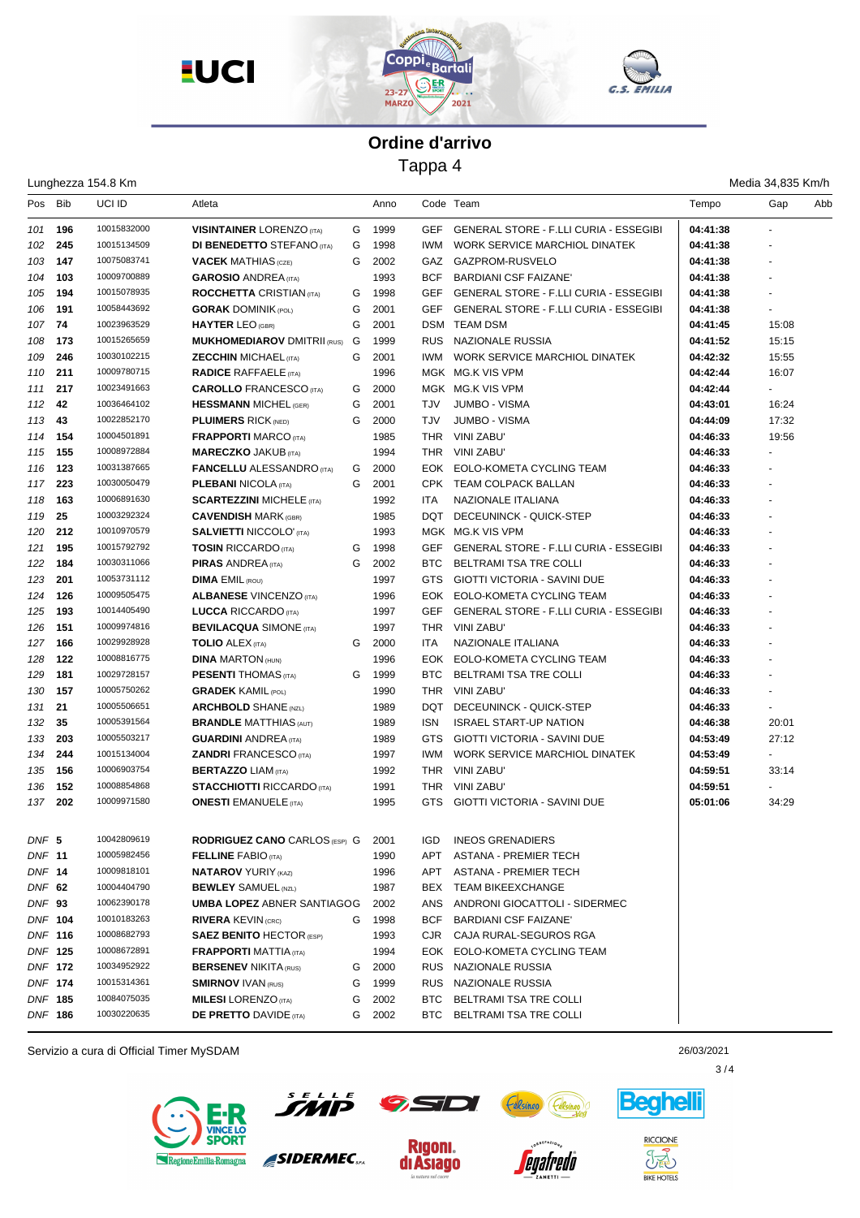# Ordine d'arrivo

## Tappa 4

Lunghezza 154.8 Km

Media 34,835 Km/h

| Pos | Bib | UCI ID | Atleta | | Anno | Code | Team | Tempo | Gap | Abb |
|---|---|---|---|---|---|---|---|---|---|---|
| 101 | 196 | 10015832000 | **VISINTAINER** LORENZO (ITA) | G | 1999 | GEF | GENERAL STORE - F.LLI CURIA - ESSEGIBI | 04:41:38 | - | |
| 102 | 245 | 10015134509 | **DI BENEDETTO** STEFANO (ITA) | G | 1998 | IWM | WORK SERVICE MARCHIOL DINATEK | 04:41:38 | - | |
| 103 | 147 | 10075083741 | **VACEK** MATHIAS (CZE) | G | 2002 | GAZ | GAZPROM-RUSVELO | 04:41:38 | - | |
| 104 | 103 | 10009700889 | **GAROSIO** ANDREA (ITA) | | 1993 | BCF | BARDIANI CSF FAIZANE' | 04:41:38 | - | |
| 105 | 194 | 10015078935 | **ROCCHETTA** CRISTIAN (ITA) | G | 1998 | GEF | GENERAL STORE - F.LLI CURIA - ESSEGIBI | 04:41:38 | - | |
| 106 | 191 | 10058443692 | **GORAK** DOMINIK (POL) | G | 2001 | GEF | GENERAL STORE - F.LLI CURIA - ESSEGIBI | 04:41:38 | - | |
| 107 | 74 | 10023963529 | **HAYTER** LEO (GBR) | G | 2001 | DSM | TEAM DSM | 04:41:45 | 15:08 | |
| 108 | 173 | 10015265659 | **MUKHOMEDIAROV** DMITRII (RUS) | G | 1999 | RUS | NAZIONALE RUSSIA | 04:41:52 | 15:15 | |
| 109 | 246 | 10030102215 | **ZECCHIN** MICHAEL (ITA) | G | 2001 | IWM | WORK SERVICE MARCHIOL DINATEK | 04:42:32 | 15:55 | |
| 110 | 211 | 10009780715 | **RADICE** RAFFAELE (ITA) | | 1996 | MGK | MG.K VIS VPM | 04:42:44 | 16:07 | |
| 111 | 217 | 10023491663 | **CAROLLO** FRANCESCO (ITA) | G | 2000 | MGK | MG.K VIS VPM | 04:42:44 | - | |
| 112 | 42 | 10036464102 | **HESSMANN** MICHEL (GER) | G | 2001 | TJV | JUMBO - VISMA | 04:43:01 | 16:24 | |
| 113 | 43 | 10022852170 | **PLUIMERS** RICK (NED) | G | 2000 | TJV | JUMBO - VISMA | 04:44:09 | 17:32 | |
| 114 | 154 | 10004501891 | **FRAPPORTI** MARCO (ITA) | | 1985 | THR | VINI ZABU' | 04:46:33 | 19:56 | |
| 115 | 155 | 10008972884 | **MARECZKO** JAKUB (ITA) | | 1994 | THR | VINI ZABU' | 04:46:33 | - | |
| 116 | 123 | 10031387665 | **FANCELLU** ALESSANDRO (ITA) | G | 2000 | EOK | EOLO-KOMETA CYCLING TEAM | 04:46:33 | - | |
| 117 | 223 | 10030050479 | **PLEBANI** NICOLA (ITA) | G | 2001 | CPK | TEAM COLPACK BALLAN | 04:46:33 | - | |
| 118 | 163 | 10006891630 | **SCARTEZZINI** MICHELE (ITA) | | 1992 | ITA | NAZIONALE ITALIANA | 04:46:33 | - | |
| 119 | 25 | 10003292324 | **CAVENDISH** MARK (GBR) | | 1985 | DQT | DECEUNINCK - QUICK-STEP | 04:46:33 | - | |
| 120 | 212 | 10010970579 | **SALVIETTI** NICCOLO' (ITA) | | 1993 | MGK | MG.K VIS VPM | 04:46:33 | - | |
| 121 | 195 | 10015792792 | **TOSIN** RICCARDO (ITA) | G | 1998 | GEF | GENERAL STORE - F.LLI CURIA - ESSEGIBI | 04:46:33 | - | |
| 122 | 184 | 10030311066 | **PIRAS** ANDREA (ITA) | G | 2002 | BTC | BELTRAMI TSA TRE COLLI | 04:46:33 | - | |
| 123 | 201 | 10053731112 | **DIMA** EMIL (ROU) | | 1997 | GTS | GIOTTI VICTORIA - SAVINI DUE | 04:46:33 | - | |
| 124 | 126 | 10009505475 | **ALBANESE** VINCENZO (ITA) | | 1996 | EOK | EOLO-KOMETA CYCLING TEAM | 04:46:33 | - | |
| 125 | 193 | 10014405490 | **LUCCA** RICCARDO (ITA) | | 1997 | GEF | GENERAL STORE - F.LLI CURIA - ESSEGIBI | 04:46:33 | - | |
| 126 | 151 | 10009974816 | **BEVILACQUA** SIMONE (ITA) | | 1997 | THR | VINI ZABU' | 04:46:33 | - | |
| 127 | 166 | 10029928928 | **TOLIO** ALEX (ITA) | G | 2000 | ITA | NAZIONALE ITALIANA | 04:46:33 | - | |
| 128 | 122 | 10008816775 | **DINA** MARTON (HUN) | | 1996 | EOK | EOLO-KOMETA CYCLING TEAM | 04:46:33 | - | |
| 129 | 181 | 10029728157 | **PESENTI** THOMAS (ITA) | G | 1999 | BTC | BELTRAMI TSA TRE COLLI | 04:46:33 | - | |
| 130 | 157 | 10005750262 | **GRADEK** KAMIL (POL) | | 1990 | THR | VINI ZABU' | 04:46:33 | - | |
| 131 | 21 | 10005506651 | **ARCHBOLD** SHANE (NZL) | | 1989 | DQT | DECEUNINCK - QUICK-STEP | 04:46:33 | - | |
| 132 | 35 | 10005391564 | **BRANDLE** MATTHIAS (AUT) | | 1989 | ISN | ISRAEL START-UP NATION | 04:46:38 | 20:01 | |
| 133 | 203 | 10005503217 | **GUARDINI** ANDREA (ITA) | | 1989 | GTS | GIOTTI VICTORIA - SAVINI DUE | 04:53:49 | 27:12 | |
| 134 | 244 | 10015134004 | **ZANDRI** FRANCESCO (ITA) | | 1997 | IWM | WORK SERVICE MARCHIOL DINATEK | 04:53:49 | - | |
| 135 | 156 | 10006903754 | **BERTAZZO** LIAM (ITA) | | 1992 | THR | VINI ZABU' | 04:59:51 | 33:14 | |
| 136 | 152 | 10008854868 | **STACCHIOTTI** RICCARDO (ITA) | | 1991 | THR | VINI ZABU' | 04:59:51 | - | |
| 137 | 202 | 10009971580 | **ONESTI** EMANUELE (ITA) | | 1995 | GTS | GIOTTI VICTORIA - SAVINI DUE | 05:01:06 | 34:29 | |
| DNF | 5 | 10042809619 | **RODRIGUEZ CANO** CARLOS (ESP) | G | 2001 | IGD | INEOS GRENADIERS | | | |
| DNF | 11 | 10005982456 | **FELLINE** FABIO (ITA) | | 1990 | APT | ASTANA - PREMIER TECH | | | |
| DNF | 14 | 10009818101 | **NATAROV** YURIY (KAZ) | | 1996 | APT | ASTANA - PREMIER TECH | | | |
| DNF | 62 | 10004404790 | **BEWLEY** SAMUEL (NZL) | | 1987 | BEX | TEAM BIKEEXCHANGE | | | |
| DNF | 93 | 10062390178 | **UMBA LOPEZ** ABNER SANTIAGO | G | 2002 | ANS | ANDRONI GIOCATTOLI - SIDERMEC | | | |
| DNF | 104 | 10010183263 | **RIVERA** KEVIN (CRC) | G | 1998 | BCF | BARDIANI CSF FAIZANE' | | | |
| DNF | 116 | 10008682793 | **SAEZ BENITO** HECTOR (ESP) | | 1993 | CJR | CAJA RURAL-SEGUROS RGA | | | |
| DNF | 125 | 10008672891 | **FRAPPORTI** MATTIA (ITA) | | 1994 | EOK | EOLO-KOMETA CYCLING TEAM | | | |
| DNF | 172 | 10034952922 | **BERSENEV** NIKITA (RUS) | G | 2000 | RUS | NAZIONALE RUSSIA | | | |
| DNF | 174 | 10015314361 | **SMIRNOV** IVAN (RUS) | G | 1999 | RUS | NAZIONALE RUSSIA | | | |
| DNF | 185 | 10084075035 | **MILESI** LORENZO (ITA) | G | 2002 | BTC | BELTRAMI TSA TRE COLLI | | | |
| DNF | 186 | 10030220635 | **DE PRETTO** DAVIDE (ITA) | G | 2002 | BTC | BELTRAMI TSA TRE COLLI | | | |

Servizio a cura di Official Timer MySDAM

26/03/2021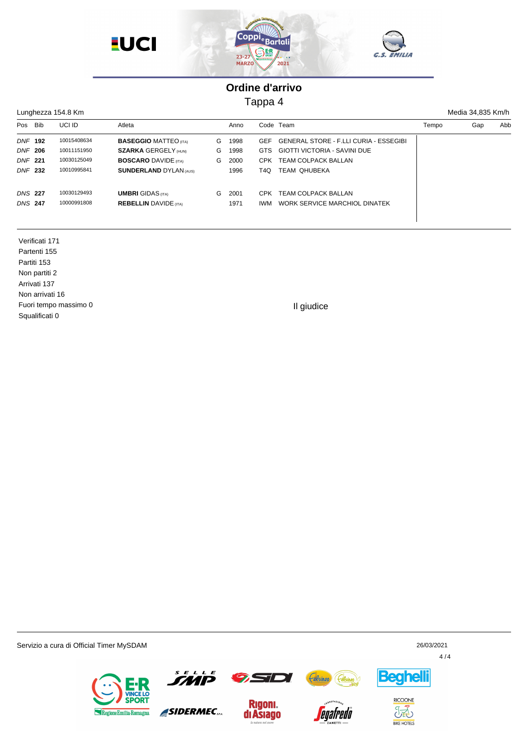## Ordine d'arrivo

### Tappa 4

Lunghezza 154.8 Km — Media 34,835 Km/h

| Pos | Bib | UCI ID | Atleta | | Anno | Code | Team | Tempo | Gap | Abb |
|---|---|---|---|---|---|---|---|---|---|---|
| *DNF* | **192** | 10015408634 | **BASEGGIO** MATTEO (ITA) | G | 1998 | GEF | GENERAL STORE - F.LLI CURIA - ESSEGIBI | | | |
| *DNF* | **206** | 10011151950 | **SZARKA** GERGELY (HUN) | G | 1998 | GTS | GIOTTI VICTORIA - SAVINI DUE | | | |
| *DNF* | **221** | 10030125049 | **BOSCARO** DAVIDE (ITA) | G | 2000 | CPK | TEAM COLPACK BALLAN | | | |
| *DNF* | **232** | 10010995841 | **SUNDERLAND** DYLAN (AUS) | | 1996 | T4Q | TEAM QHUBEKA | | | |
| *DNS* | **227** | 10030129493 | **UMBRI** GIDAS (ITA) | G | 2001 | CPK | TEAM COLPACK BALLAN | | | |
| *DNS* | **247** | 10000991808 | **REBELLIN** DAVIDE (ITA) | | 1971 | IWM | WORK SERVICE MARCHIOL DINATEK | | | |

Verificati 171
Partenti 155
Partiti 153
Non partiti 2
Arrivati 137
Non arrivati 16
Fuori tempo massimo 0
Squalificati 0

Il giudice

Servizio a cura di Official Timer MySDAM

26/03/2021